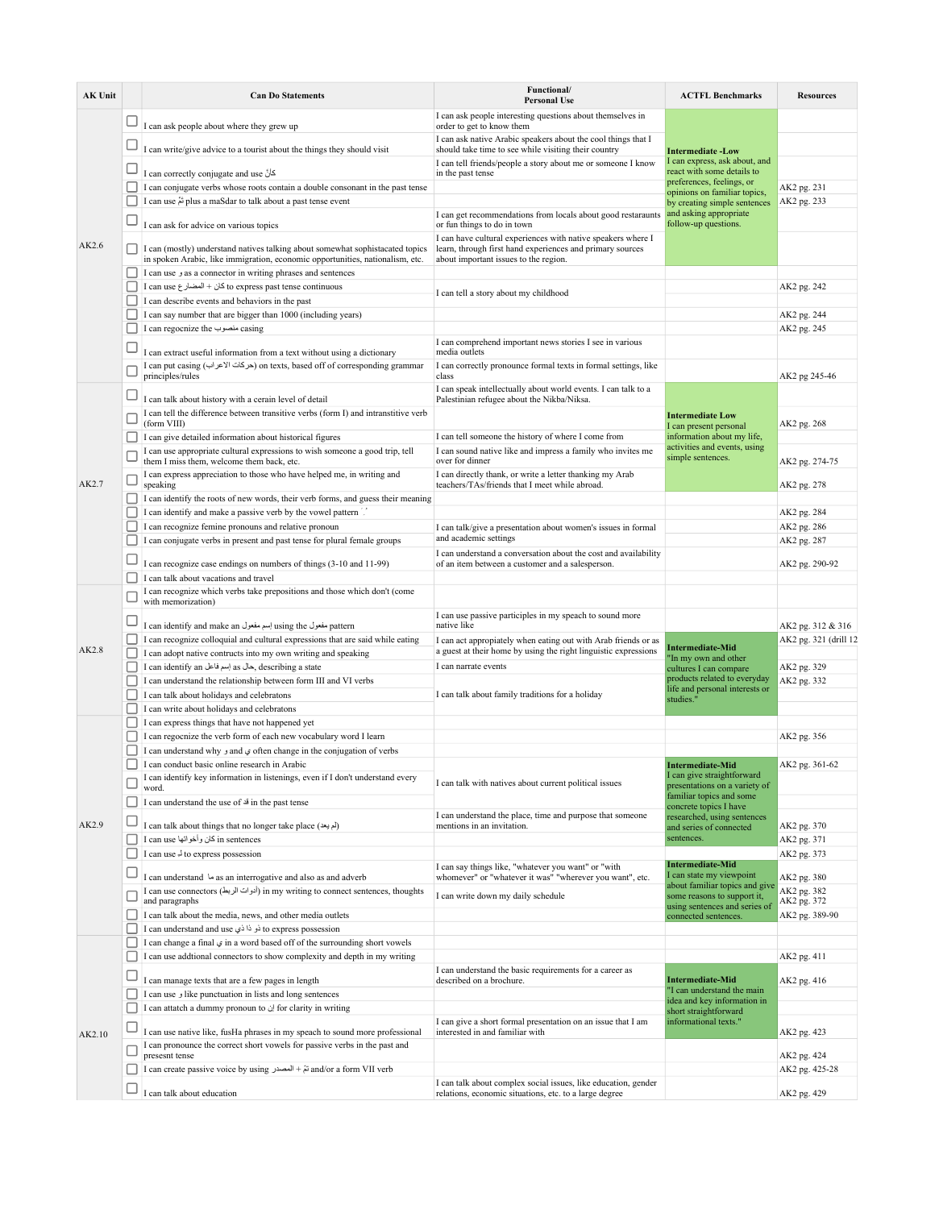| AK Unit | | Can Do Statements | Functional/ Personal Use | ACTFL Benchmarks | Resources |
|---|---|---|---|---|---|
| AK2.6 | ☐ | I can ask people about where they grew up | I can ask people interesting questions about themselves in order to get to know them | **Intermediate -Low** I can express, ask about, and react with some details to preferences, feelings, or opinions on familiar topics, by creating simple sentences and asking appropriate follow-up questions. | |
| | ☐ | I can write/give advice to a tourist about the things they should visit | I can ask native Arabic speakers about the cool things that I should take time to see while visiting their country | | |
| | ☐ | I can correctly conjugate and use كان | I can tell friends/people a story about me or someone I know in the past tense | | |
| | ☐ | I can conjugate verbs whose roots contain a double consonant in the past tense | | | AK2 pg. 231 |
| | ☐ | I can use تمّ plus a maSdar to talk about a past tense event | | | AK2 pg. 233 |
| | ☐ | I can ask for advice on various topics | I can get recommendations from locals about good restaraunts or fun things to do in town | | |
| | ☐ | I can (mostly) understand natives talking about somewhat sophistacated topics in spoken Arabic, like immigration, economic opportunities, nationalism, etc. | I can have cultural experiences with native speakers where I learn, through first hand experiences and primary sources about important issues to the region. | | |
| | ☐ | I can use و as a connector in writing phrases and sentences | | | |
| | ☐ | I can use كان + المضارع to express past tense continuous | I can tell a story about my childhood | | AK2 pg. 242 |
| | ☐ | I can describe events and behaviors in the past | | | |
| | ☐ | I can say number that are bigger than 1000 (including years) | | | AK2 pg. 244 |
| | ☐ | I can regocnize the منصوب casing | | | AK2 pg. 245 |
| | ☐ | I can extract useful information from a text without using a dictionary | I can comprehend important news stories I see in various media outlets | | |
| | ☐ | I can put casing (حركات الاعراب) on texts, based off of corresponding grammar principles/rules | I can correctly pronounce formal texts in formal settings, like class | | AK2 pg 245-46 |
| AK2.7 | ☐ | I can talk about history with a cerain level of detail | I can speak intellectually about world events. I can talk to a Palestinian refugee about the Nikba/Niksa. | **Intermediate Low** I can present personal information about my life, activities and events, using simple sentences. | |
| | ☐ | I can tell the difference between transitive verbs (form I) and intranstitive verb (form VIII) | | | AK2 pg. 268 |
| | ☐ | I can give detailed information about historical figures | I can tell someone the history of where I come from | | |
| | ☐ | I can use appropriate cultural expressions to wish someone a good trip, tell them I miss them, welcome them back, etc. | I can sound native like and impress a family who invites me over for dinner | | AK2 pg. 274-75 |
| | ☐ | I can express appreciation to those who have helped me, in writing and speaking | I can directly thank, or write a letter thanking my Arab teachers/TAs/friends that I meet while abroad. | | AK2 pg. 278 |
| | ☐ | I can identify the roots of new words, their verb forms, and guess their meaning | | | |
| | ☐ | I can identify and make a passive verb by the vowel pattern ُ ِ | | | AK2 pg. 284 |
| | ☐ | I can recognize femine pronouns and relative pronoun | I can talk/give a presentation about women's issues in formal and academic settings | | AK2 pg. 286 |
| | ☐ | I can conjugate verbs in present and past tense for plural female groups | | | AK2 pg. 287 |
| | ☐ | I can recognize case endings on numbers of things (3-10 and 11-99) | I can understand a conversation about the cost and availability of an item between a customer and a salesperson. | | AK2 pg. 290-92 |
| | ☐ | I can talk about vacations and travel | | | |
| AK2.8 | ☐ | I can recognize which verbs take prepositions and those which don't (come with memorization) | | | |
| | ☐ | I can identify and make an إسم مفعول using the مفعول pattern | I can use passive participles in my speach to sound more native like | | AK2 pg. 312 & 316 |
| | ☐ | I can recognize colloquial and cultural expressions that are said while eating | I can act appropriately when eating out with Arab friends or as a guest at their home by using the right linguistic expressions | **Intermediate-Mid** "In my own and other cultures I can compare products related to everyday life and personal interests or studies." | AK2 pg. 321 (drill 12 |
| | ☐ | I can adopt native contructs into my own writing and speaking | | | |
| | ☐ | I can identify an إسم فاعل as حال, describing a state | I can narrate events | | AK2 pg. 329 |
| | ☐ | I can understand the relationship between form III and VI verbs | | | AK2 pg. 332 |
| | ☐ | I can talk about holidays and celebratons | I can talk about family traditions for a holiday | | |
| | ☐ | I can write about holidays and celebratons | | | |
| AK2.9 | ☐ | I can express things that have not happened yet | | | |
| | ☐ | I can regocnize the verb form of each new vocabulary word I learn | | | AK2 pg. 356 |
| | ☐ | I can understand why و and ي often change in the conjugation of verbs | | | |
| | ☐ | I can conduct basic online research in Arabic | I can talk with natives about current political issues | **Intermediate-Mid** I can give straightforward presentations on a variety of familiar topics and some concrete topics I have researched, using sentences and series of connected sentences. | AK2 pg. 361-62 |
| | ☐ | I can identify key information in listenings, even if I don't understand every word. | | | |
| | ☐ | I can understand the use of قد in the past tense | | | |
| | ☐ | I can talk about things that no longer take place (لم يعد) | I can understand the place, time and purpose that someone mentions in an invitation. | | AK2 pg. 370 |
| | ☐ | I can use كان وأخواتها in sentences | | | AK2 pg. 371 |
| | ☐ | I can use لـ to express possession | | | AK2 pg. 373 |
| | ☐ | I can understand ما as an interrogative and also as and adverb | I can say things like, "whatever you want" or "with whomever" or "whatever it was" "wherever you want", etc. | **Intermediate-Mid** I can state my viewpoint about familiar topics and give some reasons to support it, using sentences and series of connected sentences. | AK2 pg. 380 |
| | ☐ | I can use connectors (أدوات الربط) in my writing to connect sentences, thoughts and paragraphs | I can write down my daily schedule | | AK2 pg. 382 AK2 pg. 372 |
| | ☐ | I can talk about the media, news, and other media outlets | | | AK2 pg. 389-90 |
| | ☐ | I can understand and use ذو ذا ذي to express possession | | | |
| AK2.10 | ☐ | I can change a final ي in a word based off of the surrounding short vowels | | | |
| | ☐ | I can use addtional connectors to show complexity and depth in my writing | | | AK2 pg. 411 |
| | ☐ | I can manage texts that are a few pages in length | I can understand the basic requirements for a career as described on a brochure. | **Intermediate-Mid** "I can understand the main idea and key information in short straightforward informational texts." | AK2 pg. 416 |
| | ☐ | I can use و like punctuation in lists and long sentences | | | |
| | ☐ | I can attatch a dummy pronoun to إن for clarity in writing | | | |
| | ☐ | I can use native like, fusHa phrases in my speech to sound more professional | I can give a short formal presentation on an issue that I am interested in and familiar with | | AK2 pg. 423 |
| | ☐ | I can pronounce the correct short vowels for passive verbs in the past and presesnt tense | | | AK2 pg. 424 |
| | ☐ | I can create passive voice by using تمّ + المصدر and/or a form VII verb | | | AK2 pg. 425-28 |
| | ☐ | I can talk about education | I can talk about complex social issues, like education, gender relations, economic situations, etc. to a large degree | | AK2 pg. 429 |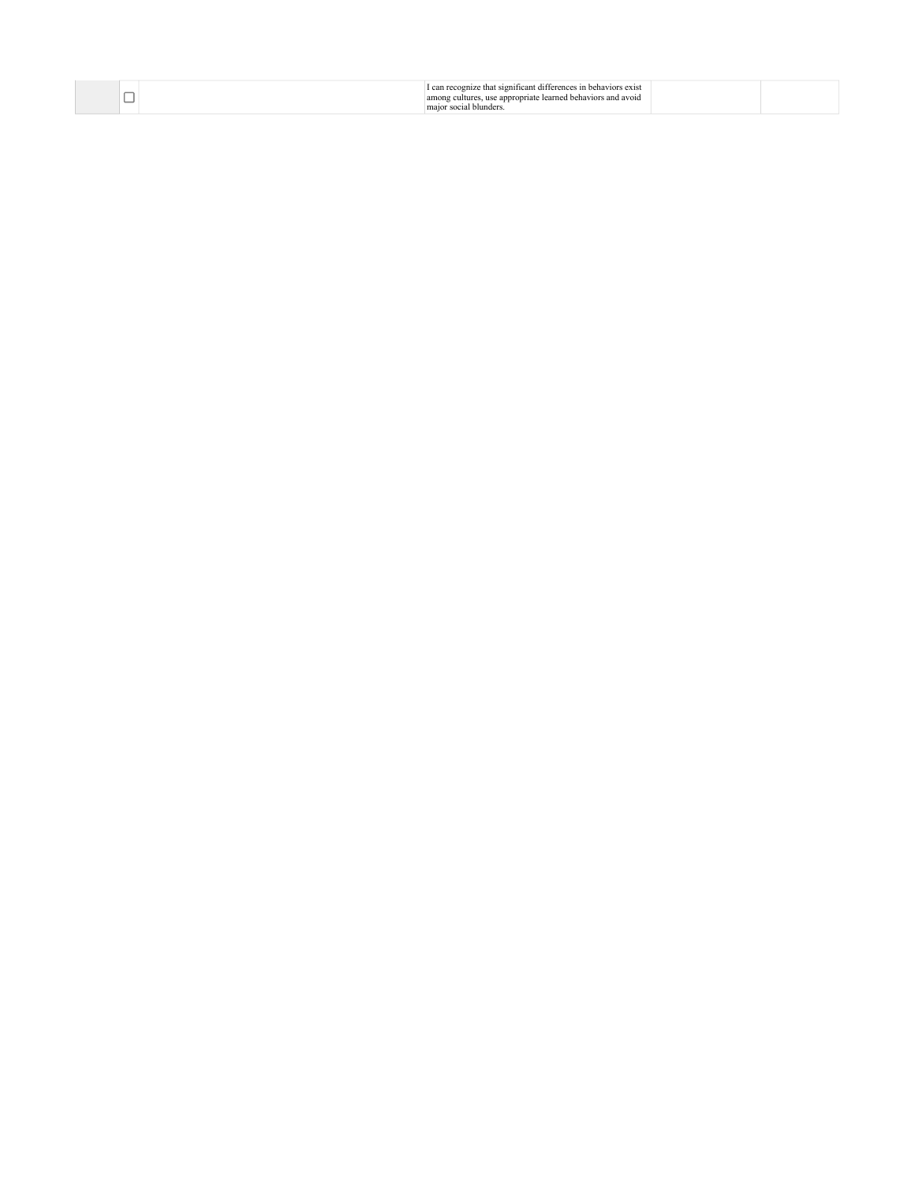| | | | | | |
|---|---|---|---|---|---|
| | ☐ | | I can recognize that significant differences in behaviors exist among cultures, use appropriate learned behaviors and avoid major social blunders. | | |